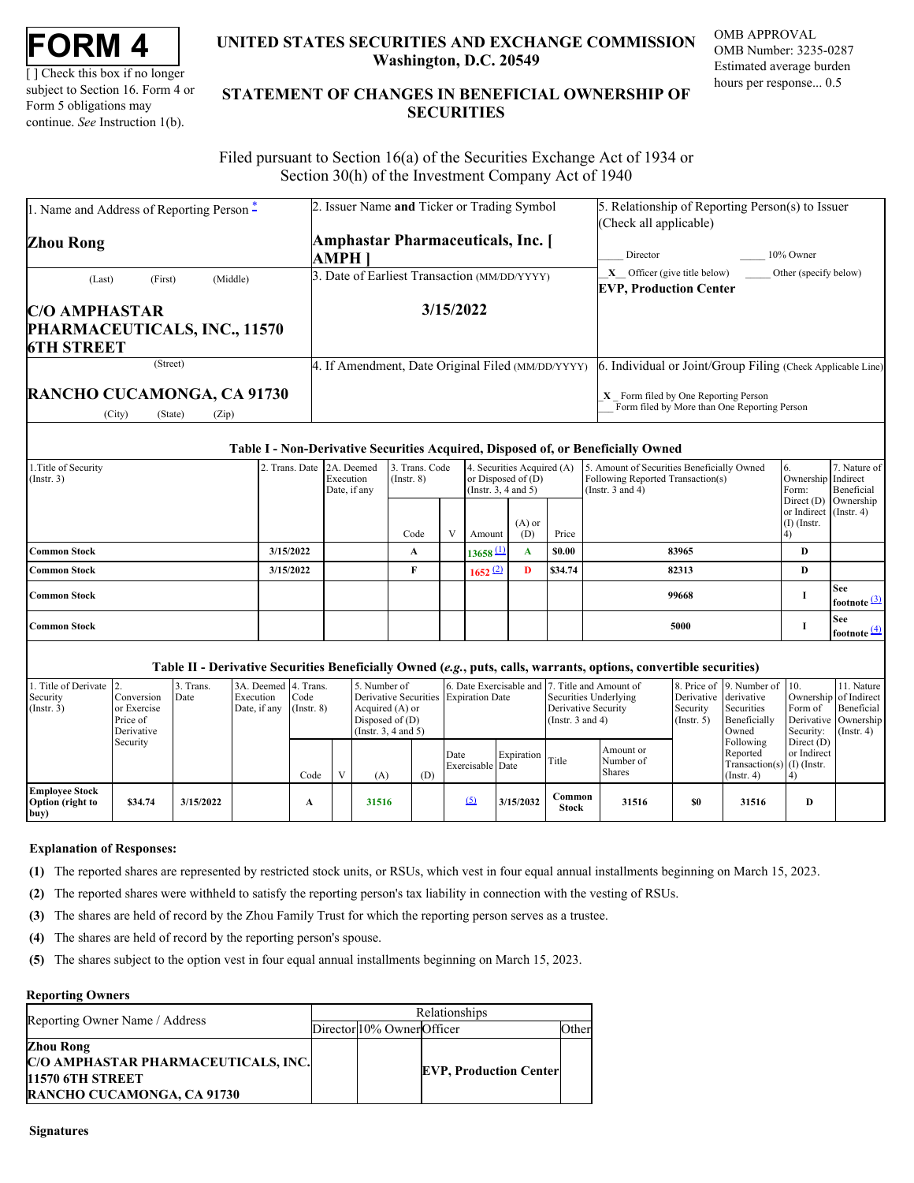# FORM 4

[ ] Check this box if no longer subject to Section 16. Form 4 or Form 5 obligations may continue. *See* Instruction 1(b).

## UNITED STATES SECURITIES AND EXCHANGE COMMISSION
Washington, D.C. 20549

## STATEMENT OF CHANGES IN BENEFICIAL OWNERSHIP OF SECURITIES

OMB APPROVAL
OMB Number: 3235-0287
Estimated average burden hours per response... 0.5

Filed pursuant to Section 16(a) of the Securities Exchange Act of 1934 or Section 30(h) of the Investment Company Act of 1940

| 1. Name and Address of Reporting Person * | 2. Issuer Name **and** Ticker or Trading Symbol | 5. Relationship of Reporting Person(s) to Issuer (Check all applicable) |
|---|---|---|
| **Zhou Rong** | **Amphastar Pharmaceuticals, Inc. [ AMPH ]** | _____ Director _____ 10% Owner |
| (Last) (First) (Middle) | 3. Date of Earliest Transaction (MM/DD/YYYY) | _X_ Officer (give title below) _____ Other (specify below) **EVP, Production Center** |
| **C/O AMPHASTAR PHARMACEUTICALS, INC., 11570 6TH STREET** | **3/15/2022** | |
| (Street) | 4. If Amendment, Date Original Filed (MM/DD/YYYY) | 6. Individual or Joint/Group Filing (Check Applicable Line) |
| **RANCHO CUCAMONGA, CA 91730** | | _X_ Form filed by One Reporting Person |
| (City) (State) (Zip) | | ___ Form filed by More than One Reporting Person |

### Table I - Non-Derivative Securities Acquired, Disposed of, or Beneficially Owned

| 1.Title of Security (Instr. 3) | 2. Trans. Date | 2A. Deemed Execution Date, if any | 3. Trans. Code (Instr. 8) | | 4. Securities Acquired (A) or Disposed of (D) (Instr. 3, 4 and 5) | | | 5. Amount of Securities Beneficially Owned Following Reported Transaction(s) (Instr. 3 and 4) | 6. Ownership Form: Direct (D) or Indirect (I) (Instr. 4) | 7. Nature of Indirect Beneficial Ownership (Instr. 4) |
|---|---|---|---|---|---|---|---|---|---|---|
| | | | Code | V | Amount | (A) or (D) | Price | | | |
| **Common Stock** | **3/15/2022** | | **A** | | **13658** (1) | **A** | **$0.00** | **83965** | **D** | |
| **Common Stock** | **3/15/2022** | | **F** | | **1652** (2) | **D** | **$34.74** | **82313** | **D** | |
| **Common Stock** | | | | | | | | **99668** | **I** | **See footnote** (3) |
| **Common Stock** | | | | | | | | **5000** | **I** | **See footnote** (4) |

### Table II - Derivative Securities Beneficially Owned (*e.g.*, puts, calls, warrants, options, convertible securities)

| 1. Title of Derivate Security (Instr. 3) | 2. Conversion or Exercise Price of Derivative Security | 3. Trans. Date | 3A. Deemed Execution Date, if any | 4. Trans. Code (Instr. 8) | | 5. Number of Derivative Securities Acquired (A) or Disposed of (D) (Instr. 3, 4 and 5) | | 6. Date Exercisable and Expiration Date | | 7. Title and Amount of Securities Underlying Derivative Security (Instr. 3 and 4) | | 8. Price of Derivative Security (Instr. 5) | 9. Number of derivative Securities Beneficially Owned Following Reported Transaction(s) (Instr. 4) | 10. Ownership Form of Derivative Security: Direct (D) or Indirect (I) (Instr. 4) | 11. Nature of Indirect Beneficial Ownership (Instr. 4) |
|---|---|---|---|---|---|---|---|---|---|---|---|---|---|---|---|
| | | | | Code | V | (A) | (D) | Date Exercisable | Expiration Date | Title | Amount or Number of Shares | | | | |
| **Employee Stock Option (right to buy)** | **$34.74** | **3/15/2022** | | **A** | | **31516** | | (5) | **3/15/2032** | **Common Stock** | **31516** | **$0** | **31516** | **D** | |

**Explanation of Responses:**

**(1)** The reported shares are represented by restricted stock units, or RSUs, which vest in four equal annual installments beginning on March 15, 2023.

**(2)** The reported shares were withheld to satisfy the reporting person's tax liability in connection with the vesting of RSUs.

**(3)** The shares are held of record by the Zhou Family Trust for which the reporting person serves as a trustee.

**(4)** The shares are held of record by the reporting person's spouse.

**(5)** The shares subject to the option vest in four equal annual installments beginning on March 15, 2023.

**Reporting Owners**

| Reporting Owner Name / Address | Relationships | | | |
|---|---|---|---|---|
| | Director | 10% Owner | Officer | Other |
| **Zhou Rong C/O AMPHASTAR PHARMACEUTICALS, INC. 11570 6TH STREET RANCHO CUCAMONGA, CA 91730** | | | **EVP, Production Center** | |

**Signatures**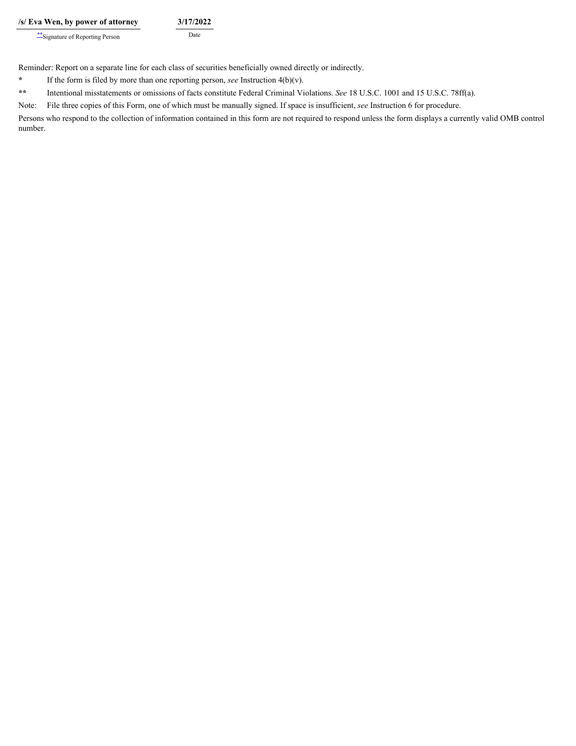| **/s/ Eva Wen, by power of attorney** | **3/17/2022** |
| --- | --- |
| ** Signature of Reporting Person | Date |

Reminder: Report on a separate line for each class of securities beneficially owned directly or indirectly.

\* If the form is filed by more than one reporting person, *see* Instruction 4(b)(v).

\*\* Intentional misstatements or omissions of facts constitute Federal Criminal Violations. *See* 18 U.S.C. 1001 and 15 U.S.C. 78ff(a).

Note: File three copies of this Form, one of which must be manually signed. If space is insufficient, *see* Instruction 6 for procedure.

Persons who respond to the collection of information contained in this form are not required to respond unless the form displays a currently valid OMB control number.